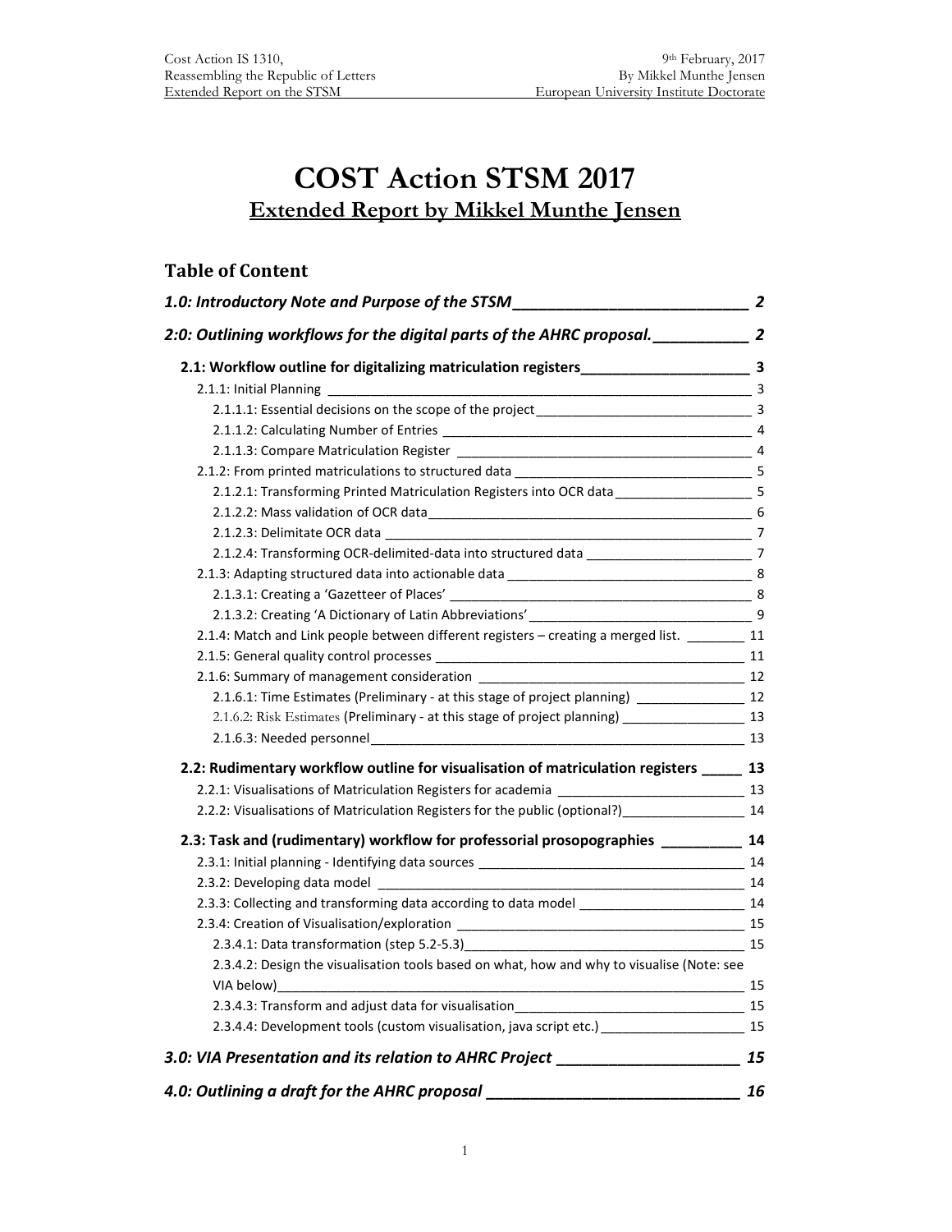# COST Action STSM 2017

## Extended Report by Mikkel Munthe Jensen

### Table of Content

*1.0: Introductory Note and Purpose of the STSM* — 2

*2:0: Outlining workflows for the digital parts of the AHRC proposal.* — 2

- **2.1: Workflow outline for digitalizing matriculation registers** — 3
  - 2.1.1: Initial Planning — 3
    - 2.1.1.1: Essential decisions on the scope of the project — 3
    - 2.1.1.2: Calculating Number of Entries — 4
    - 2.1.1.3: Compare Matriculation Register — 4
  - 2.1.2: From printed matriculations to structured data — 5
    - 2.1.2.1: Transforming Printed Matriculation Registers into OCR data — 5
    - 2.1.2.2: Mass validation of OCR data — 6
    - 2.1.2.3: Delimitate OCR data — 7
    - 2.1.2.4: Transforming OCR-delimited-data into structured data — 7
  - 2.1.3: Adapting structured data into actionable data — 8
    - 2.1.3.1: Creating a 'Gazetteer of Places' — 8
    - 2.1.3.2: Creating 'A Dictionary of Latin Abbreviations' — 9
  - 2.1.4: Match and Link people between different registers – creating a merged list. — 11
  - 2.1.5: General quality control processes — 11
  - 2.1.6: Summary of management consideration — 12
    - 2.1.6.1: Time Estimates (Preliminary - at this stage of project planning) — 12
    - 2.1.6.2: Risk Estimates (Preliminary - at this stage of project planning) — 13
    - 2.1.6.3: Needed personnel — 13
- **2.2: Rudimentary workflow outline for visualisation of matriculation registers** — 13
  - 2.2.1: Visualisations of Matriculation Registers for academia — 13
  - 2.2.2: Visualisations of Matriculation Registers for the public (optional?) — 14
- **2.3: Task and (rudimentary) workflow for professorial prosopographies** — 14
  - 2.3.1: Initial planning - Identifying data sources — 14
  - 2.3.2: Developing data model — 14
  - 2.3.3: Collecting and transforming data according to data model — 14
  - 2.3.4: Creation of Visualisation/exploration — 15
    - 2.3.4.1: Data transformation (step 5.2-5.3) — 15
    - 2.3.4.2: Design the visualisation tools based on what, how and why to visualise (Note: see VIA below) — 15
    - 2.3.4.3: Transform and adjust data for visualisation — 15
    - 2.3.4.4: Development tools (custom visualisation, java script etc.) — 15

*3.0: VIA Presentation and its relation to AHRC Project* — 15

*4.0: Outlining a draft for the AHRC proposal* — 16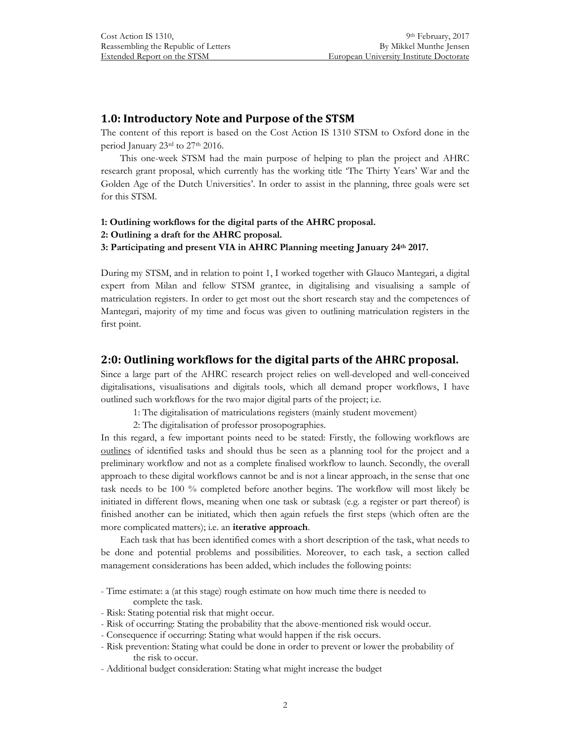## 1.0: Introductory Note and Purpose of the STSM

The content of this report is based on the Cost Action IS 1310 STSM to Oxford done in the period January 23rd to 27th 2016.

This one-week STSM had the main purpose of helping to plan the project and AHRC research grant proposal, which currently has the working title 'The Thirty Years' War and the Golden Age of the Dutch Universities'. In order to assist in the planning, three goals were set for this STSM.

**1: Outlining workflows for the digital parts of the AHRC proposal.**
**2: Outlining a draft for the AHRC proposal.**
**3: Participating and present VIA in AHRC Planning meeting January 24th 2017.**

During my STSM, and in relation to point 1, I worked together with Glauco Mantegari, a digital expert from Milan and fellow STSM grantee, in digitalising and visualising a sample of matriculation registers. In order to get most out the short research stay and the competences of Mantegari, majority of my time and focus was given to outlining matriculation registers in the first point.

## 2:0: Outlining workflows for the digital parts of the AHRC proposal.

Since a large part of the AHRC research project relies on well-developed and well-conceived digitalisations, visualisations and digitals tools, which all demand proper workflows, I have outlined such workflows for the two major digital parts of the project; i.e.

1: The digitalisation of matriculations registers (mainly student movement)
2: The digitalisation of professor prosopographies.

In this regard, a few important points need to be stated: Firstly, the following workflows are outlines of identified tasks and should thus be seen as a planning tool for the project and a preliminary workflow and not as a complete finalised workflow to launch. Secondly, the overall approach to these digital workflows cannot be and is not a linear approach, in the sense that one task needs to be 100 % completed before another begins. The workflow will most likely be initiated in different flows, meaning when one task or subtask (e.g. a register or part thereof) is finished another can be initiated, which then again refuels the first steps (which often are the more complicated matters); i.e. an **iterative approach**.

Each task that has been identified comes with a short description of the task, what needs to be done and potential problems and possibilities. Moreover, to each task, a section called management considerations has been added, which includes the following points:

- Time estimate: a (at this stage) rough estimate on how much time there is needed to complete the task.
- Risk: Stating potential risk that might occur.
- Risk of occurring: Stating the probability that the above-mentioned risk would occur.
- Consequence if occurring: Stating what would happen if the risk occurs.
- Risk prevention: Stating what could be done in order to prevent or lower the probability of the risk to occur.
- Additional budget consideration: Stating what might increase the budget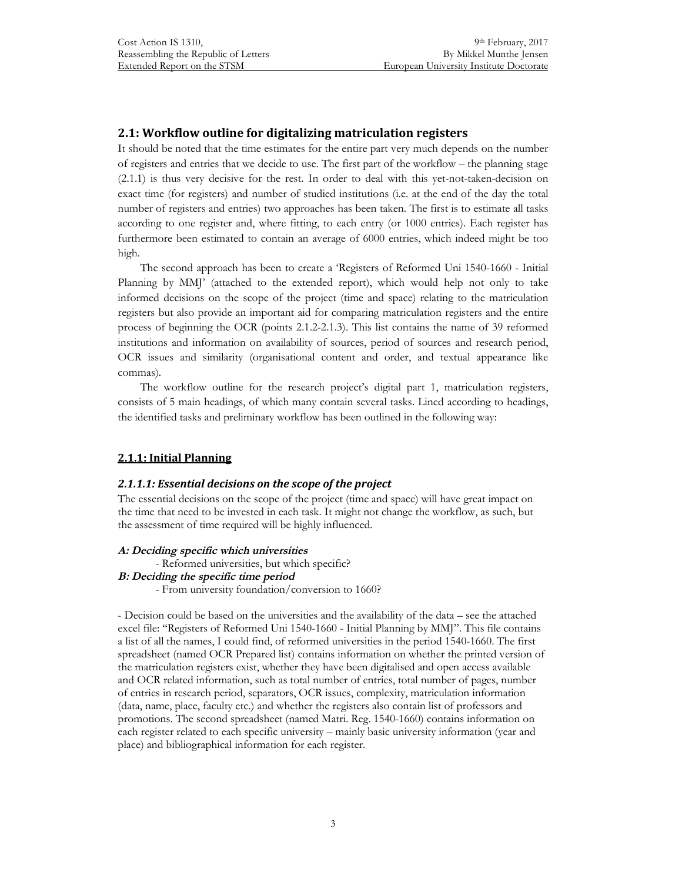## 2.1: Workflow outline for digitalizing matriculation registers

It should be noted that the time estimates for the entire part very much depends on the number of registers and entries that we decide to use. The first part of the workflow – the planning stage (2.1.1) is thus very decisive for the rest. In order to deal with this yet-not-taken-decision on exact time (for registers) and number of studied institutions (i.e. at the end of the day the total number of registers and entries) two approaches has been taken. The first is to estimate all tasks according to one register and, where fitting, to each entry (or 1000 entries). Each register has furthermore been estimated to contain an average of 6000 entries, which indeed might be too high.

The second approach has been to create a 'Registers of Reformed Uni 1540-1660 - Initial Planning by MMJ' (attached to the extended report), which would help not only to take informed decisions on the scope of the project (time and space) relating to the matriculation registers but also provide an important aid for comparing matriculation registers and the entire process of beginning the OCR (points 2.1.2-2.1.3). This list contains the name of 39 reformed institutions and information on availability of sources, period of sources and research period, OCR issues and similarity (organisational content and order, and textual appearance like commas).

The workflow outline for the research project's digital part 1, matriculation registers, consists of 5 main headings, of which many contain several tasks. Lined according to headings, the identified tasks and preliminary workflow has been outlined in the following way:

### 2.1.1: Initial Planning

#### *2.1.1.1: Essential decisions on the scope of the project*

The essential decisions on the scope of the project (time and space) will have great impact on the time that need to be invested in each task. It might not change the workflow, as such, but the assessment of time required will be highly influenced.

***A: Deciding specific which universities***

- Reformed universities, but which specific?

***B: Deciding the specific time period***

- From university foundation/conversion to 1660?

- Decision could be based on the universities and the availability of the data – see the attached excel file: "Registers of Reformed Uni 1540-1660 - Initial Planning by MMJ". This file contains a list of all the names, I could find, of reformed universities in the period 1540-1660. The first spreadsheet (named OCR Prepared list) contains information on whether the printed version of the matriculation registers exist, whether they have been digitalised and open access available and OCR related information, such as total number of entries, total number of pages, number of entries in research period, separators, OCR issues, complexity, matriculation information (data, name, place, faculty etc.) and whether the registers also contain list of professors and promotions. The second spreadsheet (named Matri. Reg. 1540-1660) contains information on each register related to each specific university – mainly basic university information (year and place) and bibliographical information for each register.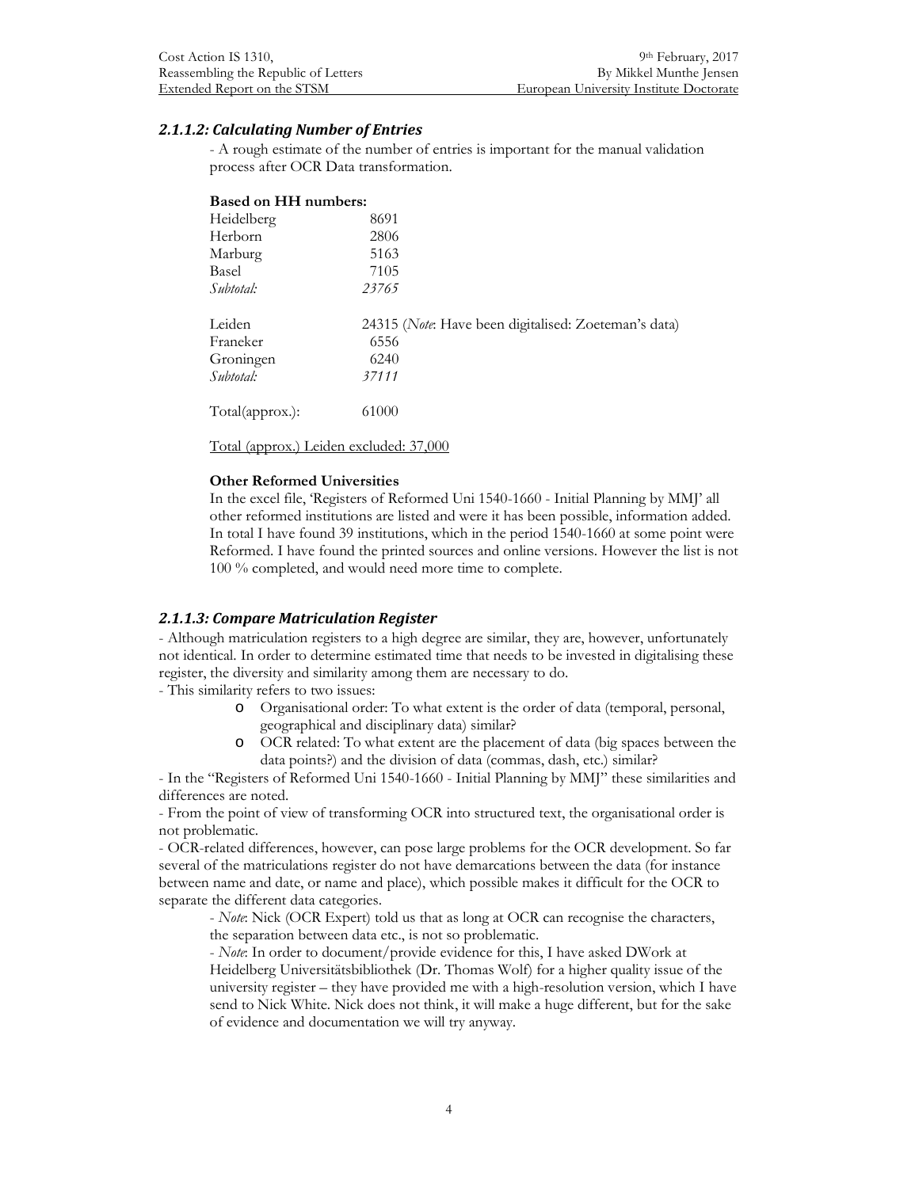### *2.1.1.2: Calculating Number of Entries*

- A rough estimate of the number of entries is important for the manual validation process after OCR Data transformation.

**Based on HH numbers:**

| | |
|---|---|
| Heidelberg | 8691 |
| Herborn | 2806 |
| Marburg | 5163 |
| Basel | 7105 |
| *Subtotal:* | *23765* |
| | |
| Leiden | 24315 (*Note*: Have been digitalised: Zoeteman's data) |
| Franeker | 6556 |
| Groningen | 6240 |
| *Subtotal:* | *37111* |
| | |
| Total(approx.): | 61000 |

Total (approx.) Leiden excluded: 37,000

**Other Reformed Universities**

In the excel file, 'Registers of Reformed Uni 1540-1660 - Initial Planning by MMJ' all other reformed institutions are listed and were it has been possible, information added. In total I have found 39 institutions, which in the period 1540-1660 at some point were Reformed. I have found the printed sources and online versions. However the list is not 100 % completed, and would need more time to complete.

### *2.1.1.3: Compare Matriculation Register*

- Although matriculation registers to a high degree are similar, they are, however, unfortunately not identical. In order to determine estimated time that needs to be invested in digitalising these register, the diversity and similarity among them are necessary to do.

- This similarity refers to two issues:
  - Organisational order: To what extent is the order of data (temporal, personal, geographical and disciplinary data) similar?
  - OCR related: To what extent are the placement of data (big spaces between the data points?) and the division of data (commas, dash, etc.) similar?

- In the "Registers of Reformed Uni 1540-1660 - Initial Planning by MMJ" these similarities and differences are noted.

- From the point of view of transforming OCR into structured text, the organisational order is not problematic.

- OCR-related differences, however, can pose large problems for the OCR development. So far several of the matriculations register do not have demarcations between the data (for instance between name and date, or name and place), which possible makes it difficult for the OCR to separate the different data categories.

  - *Note*: Nick (OCR Expert) told us that as long at OCR can recognise the characters, the separation between data etc., is not so problematic.

  - *Note*: In order to document/provide evidence for this, I have asked DWork at Heidelberg Universitätsbibliothek (Dr. Thomas Wolf) for a higher quality issue of the university register – they have provided me with a high-resolution version, which I have send to Nick White. Nick does not think, it will make a huge different, but for the sake of evidence and documentation we will try anyway.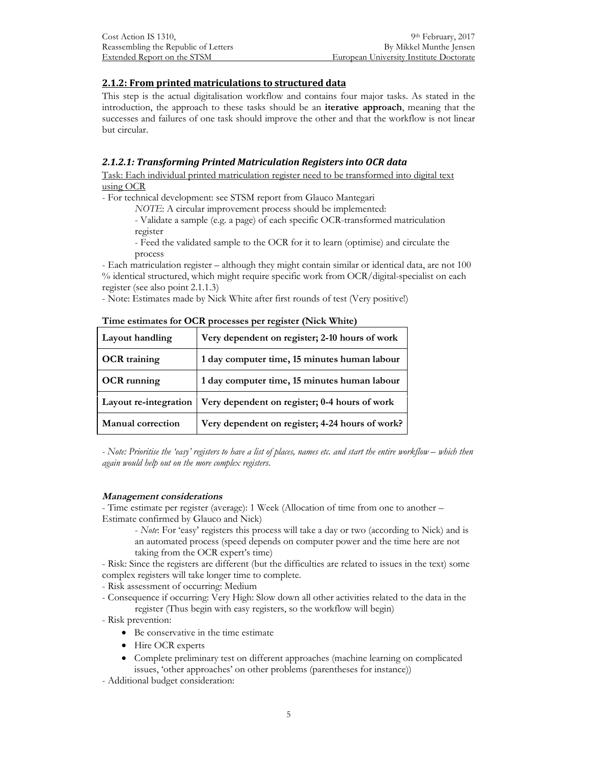## 2.1.2: From printed matriculations to structured data

This step is the actual digitalisation workflow and contains four major tasks. As stated in the introduction, the approach to these tasks should be an **iterative approach**, meaning that the successes and failures of one task should improve the other and that the workflow is not linear but circular.

### *2.1.2.1: Transforming Printed Matriculation Registers into OCR data*

Task: Each individual printed matriculation register need to be transformed into digital text using OCR

- For technical development: see STSM report from Glauco Mantegari
    - *NOTE*: A circular improvement process should be implemented:
    - Validate a sample (e.g. a page) of each specific OCR-transformed matriculation register
    - Feed the validated sample to the OCR for it to learn (optimise) and circulate the process
- Each matriculation register – although they might contain similar or identical data, are not 100 % identical structured, which might require specific work from OCR/digital-specialist on each register (see also point 2.1.1.3)
- Note: Estimates made by Nick White after first rounds of test (Very positive!)

**Time estimates for OCR processes per register (Nick White)**

| | |
|---|---|
| **Layout handling** | **Very dependent on register; 2-10 hours of work** |
| **OCR training** | **1 day computer time, 15 minutes human labour** |
| **OCR running** | **1 day computer time, 15 minutes human labour** |
| **Layout re-integration** | **Very dependent on register; 0-4 hours of work** |
| **Manual correction** | **Very dependent on register; 4-24 hours of work?** |

*- Note: Prioritise the 'easy' registers to have a list of places, names etc. and start the entire workflow – which then again would help out on the more complex registers.*

#### ***Management considerations***

- Time estimate per register (average): 1 Week (Allocation of time from one to another – Estimate confirmed by Glauco and Nick)
    - *Note*: For 'easy' registers this process will take a day or two (according to Nick) and is an automated process (speed depends on computer power and the time here are not taking from the OCR expert's time)
- Risk: Since the registers are different (but the difficulties are related to issues in the text) some complex registers will take longer time to complete.
- Risk assessment of occurring: Medium
- Consequence if occurring: Very High: Slow down all other activities related to the data in the register (Thus begin with easy registers, so the workflow will begin)
- Risk prevention:
    - Be conservative in the time estimate
    - Hire OCR experts
    - Complete preliminary test on different approaches (machine learning on complicated issues, 'other approaches' on other problems (parentheses for instance))
- Additional budget consideration: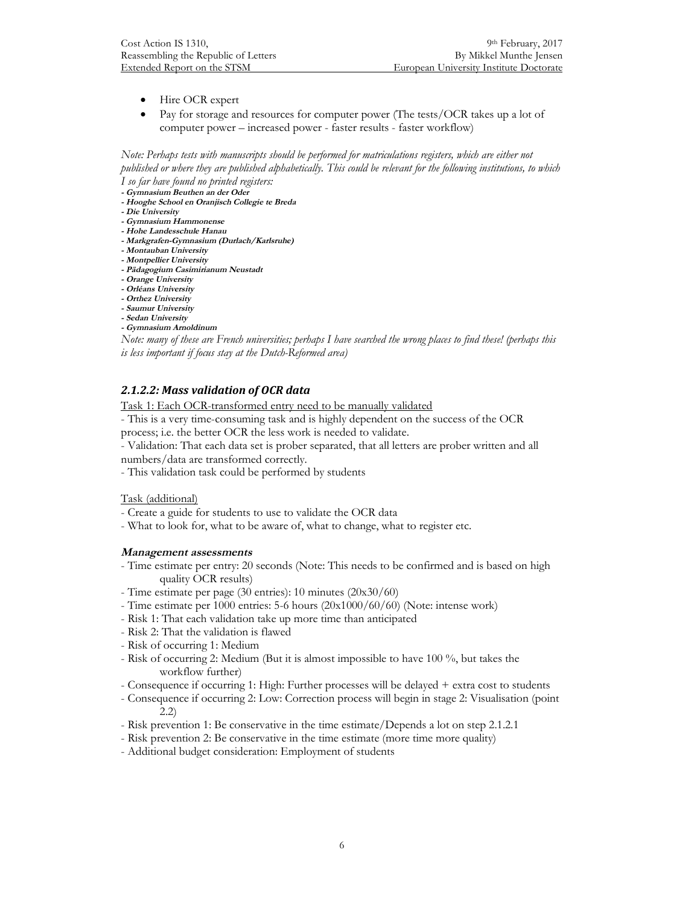- Hire OCR expert
- Pay for storage and resources for computer power (The tests/OCR takes up a lot of computer power – increased power - faster results - faster workflow)

*Note: Perhaps tests with manuscripts should be performed for matriculations registers, which are either not published or where they are published alphabetically. This could be relevant for the following institutions, to which I so far have found no printed registers:*

***- Gymnasium Beuthen an der Oder***
***- Hooghe School en Oranjisch Collegie te Breda***
***- Die University***
***- Gymnasium Hammonense***
***- Hohe Landesschule Hanau***
***- Markgrafen-Gymnasium (Durlach/Karlsruhe)***
***- Montauban University***
***- Montpellier University***
***- Pädagogium Casimirianum Neustadt***
***- Orange University***
***- Orléans University***
***- Orthez University***
***- Saumur University***
***- Sedan University***
***- Gymnasium Arnoldinum***

*Note: many of these are French universities; perhaps I have searched the wrong places to find these! (perhaps this is less important if focus stay at the Dutch-Reformed area)*

### *2.1.2.2: Mass validation of OCR data*

<u>Task 1: Each OCR-transformed entry need to be manually validated</u>

- This is a very time-consuming task and is highly dependent on the success of the OCR process; i.e. the better OCR the less work is needed to validate.
- Validation: That each data set is prober separated, that all letters are prober written and all numbers/data are transformed correctly.
- This validation task could be performed by students

<u>Task (additional)</u>

- Create a guide for students to use to validate the OCR data
- What to look for, what to be aware of, what to change, what to register etc.

***Management assessments***

- Time estimate per entry: 20 seconds (Note: This needs to be confirmed and is based on high quality OCR results)
- Time estimate per page (30 entries): 10 minutes (20x30/60)
- Time estimate per 1000 entries: 5-6 hours (20x1000/60/60) (Note: intense work)
- Risk 1: That each validation take up more time than anticipated
- Risk 2: That the validation is flawed
- Risk of occurring 1: Medium
- Risk of occurring 2: Medium (But it is almost impossible to have 100 %, but takes the workflow further)
- Consequence if occurring 1: High: Further processes will be delayed + extra cost to students
- Consequence if occurring 2: Low: Correction process will begin in stage 2: Visualisation (point 2.2)
- Risk prevention 1: Be conservative in the time estimate/Depends a lot on step 2.1.2.1
- Risk prevention 2: Be conservative in the time estimate (more time more quality)
- Additional budget consideration: Employment of students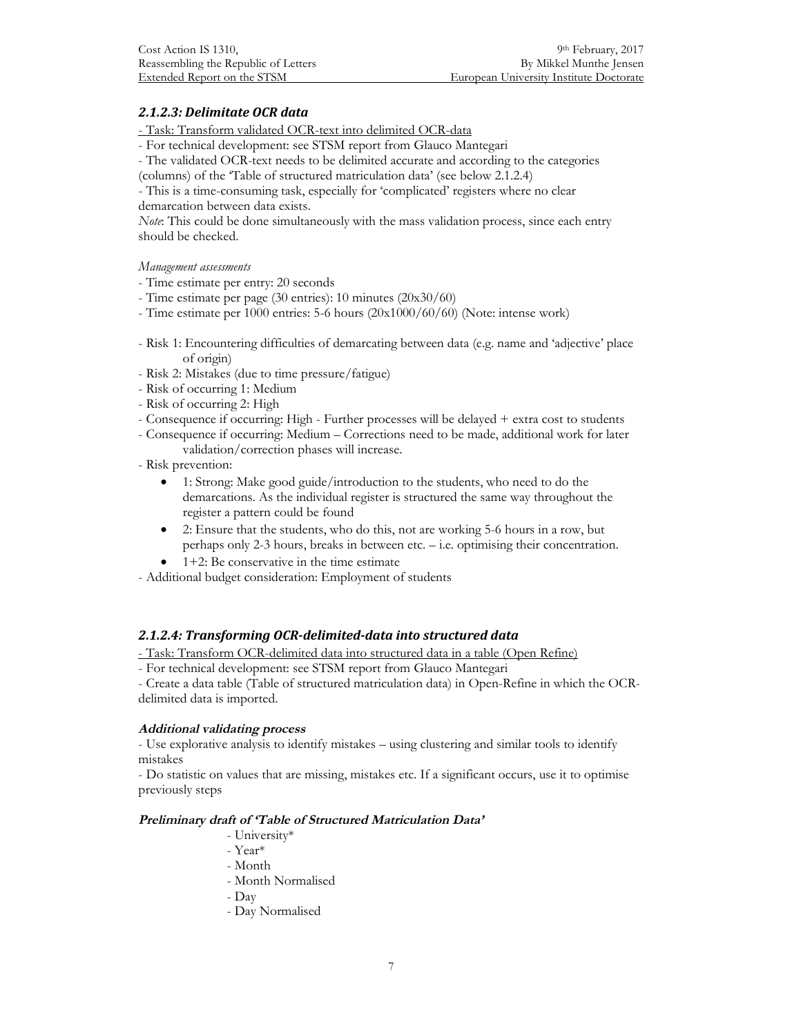### *2.1.2.3: Delimitate OCR data*

- <u>Task: Transform validated OCR-text into delimited OCR-data</u>
- For technical development: see STSM report from Glauco Mantegari
- The validated OCR-text needs to be delimited accurate and according to the categories (columns) of the 'Table of structured matriculation data' (see below 2.1.2.4)
- This is a time-consuming task, especially for 'complicated' registers where no clear demarcation between data exists.

*Note*: This could be done simultaneously with the mass validation process, since each entry should be checked.

*Management assessments*

- Time estimate per entry: 20 seconds
- Time estimate per page (30 entries): 10 minutes (20x30/60)
- Time estimate per 1000 entries: 5-6 hours (20x1000/60/60) (Note: intense work)

- Risk 1: Encountering difficulties of demarcating between data (e.g. name and 'adjective' place of origin)
- Risk 2: Mistakes (due to time pressure/fatigue)
- Risk of occurring 1: Medium
- Risk of occurring 2: High
- Consequence if occurring: High - Further processes will be delayed + extra cost to students
- Consequence if occurring: Medium – Corrections need to be made, additional work for later validation/correction phases will increase.
- Risk prevention:
    - 1: Strong: Make good guide/introduction to the students, who need to do the demarcations. As the individual register is structured the same way throughout the register a pattern could be found
    - 2: Ensure that the students, who do this, not are working 5-6 hours in a row, but perhaps only 2-3 hours, breaks in between etc. – i.e. optimising their concentration.
    - 1+2: Be conservative in the time estimate
- Additional budget consideration: Employment of students

### *2.1.2.4: Transforming OCR-delimited-data into structured data*

- <u>Task: Transform OCR-delimited data into structured data in a table (Open Refine)</u>
- For technical development: see STSM report from Glauco Mantegari
- Create a data table (Table of structured matriculation data) in Open-Refine in which the OCR-delimited data is imported.

***Additional validating process***

- Use explorative analysis to identify mistakes – using clustering and similar tools to identify mistakes
- Do statistic on values that are missing, mistakes etc. If a significant occurs, use it to optimise previously steps

***Preliminary draft of 'Table of Structured Matriculation Data'***

- University*
- Year*
- Month
- Month Normalised
- Day
- Day Normalised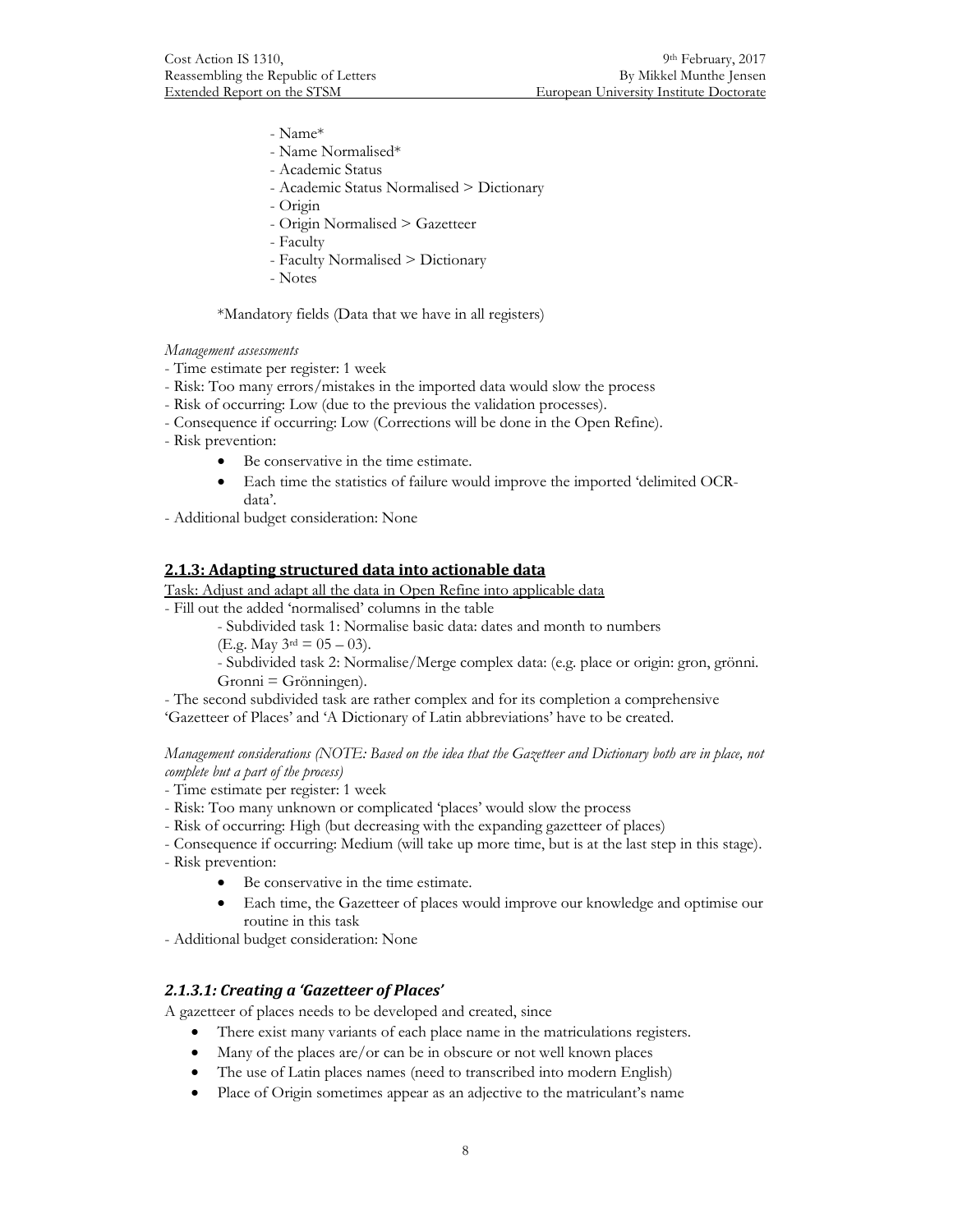- Name*
- Name Normalised*
- Academic Status
- Academic Status Normalised > Dictionary
- Origin
- Origin Normalised > Gazetteer
- Faculty
- Faculty Normalised > Dictionary
- Notes

*Mandatory fields (Data that we have in all registers)

*Management assessments*

- Time estimate per register: 1 week
- Risk: Too many errors/mistakes in the imported data would slow the process
- Risk of occurring: Low (due to the previous the validation processes).
- Consequence if occurring: Low (Corrections will be done in the Open Refine).
- Risk prevention:
    - Be conservative in the time estimate.
    - Each time the statistics of failure would improve the imported 'delimited OCR-data'.
- Additional budget consideration: None

### 2.1.3: Adapting structured data into actionable data

Task: Adjust and adapt all the data in Open Refine into applicable data

- Fill out the added 'normalised' columns in the table
    - Subdivided task 1: Normalise basic data: dates and month to numbers (E.g. May 3rd = 05 – 03).
    - Subdivided task 2: Normalise/Merge complex data: (e.g. place or origin: gron, grönni. Gronni = Grönningen).
- The second subdivided task are rather complex and for its completion a comprehensive 'Gazetteer of Places' and 'A Dictionary of Latin abbreviations' have to be created.

*Management considerations (NOTE: Based on the idea that the Gazetteer and Dictionary both are in place, not complete but a part of the process)*

- Time estimate per register: 1 week
- Risk: Too many unknown or complicated 'places' would slow the process
- Risk of occurring: High (but decreasing with the expanding gazetteer of places)
- Consequence if occurring: Medium (will take up more time, but is at the last step in this stage).
- Risk prevention:
    - Be conservative in the time estimate.
    - Each time, the Gazetteer of places would improve our knowledge and optimise our routine in this task
- Additional budget consideration: None

#### *2.1.3.1: Creating a 'Gazetteer of Places'*

A gazetteer of places needs to be developed and created, since

- There exist many variants of each place name in the matriculations registers.
- Many of the places are/or can be in obscure or not well known places
- The use of Latin places names (need to transcribed into modern English)
- Place of Origin sometimes appear as an adjective to the matriculant's name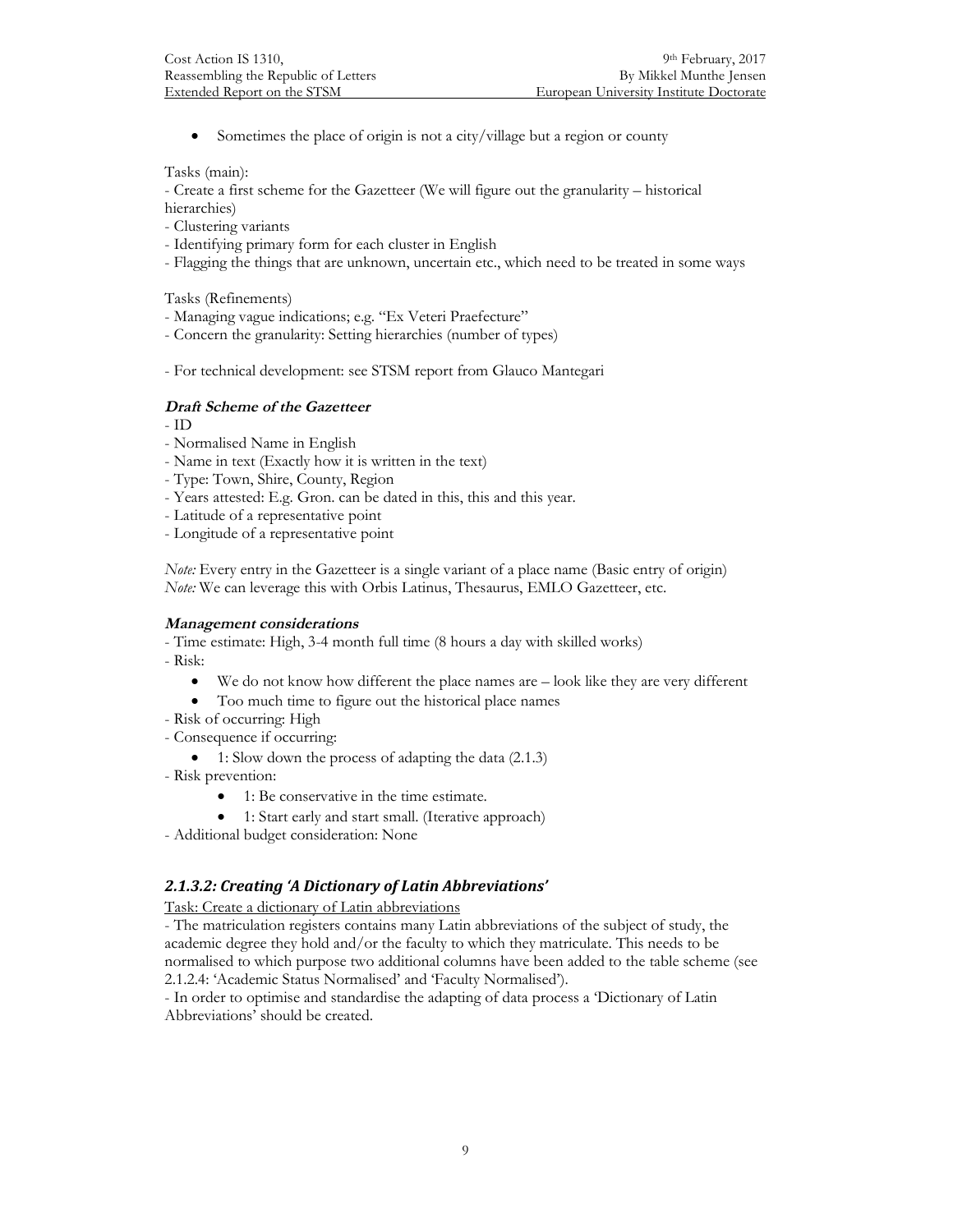- Sometimes the place of origin is not a city/village but a region or county

Tasks (main):

- Create a first scheme for the Gazetteer (We will figure out the granularity – historical hierarchies)
- Clustering variants
- Identifying primary form for each cluster in English
- Flagging the things that are unknown, uncertain etc., which need to be treated in some ways

Tasks (Refinements)

- Managing vague indications; e.g. "Ex Veteri Praefecture"
- Concern the granularity: Setting hierarchies (number of types)

- For technical development: see STSM report from Glauco Mantegari

***Draft Scheme of the Gazetteer***

- ID
- Normalised Name in English
- Name in text (Exactly how it is written in the text)
- Type: Town, Shire, County, Region
- Years attested: E.g. Gron. can be dated in this, this and this year.
- Latitude of a representative point
- Longitude of a representative point

*Note:* Every entry in the Gazetteer is a single variant of a place name (Basic entry of origin)
*Note:* We can leverage this with Orbis Latinus, Thesaurus, EMLO Gazetteer, etc.

***Management considerations***

- Time estimate: High, 3-4 month full time (8 hours a day with skilled works)
- Risk:
  - We do not know how different the place names are – look like they are very different
  - Too much time to figure out the historical place names
- Risk of occurring: High
- Consequence if occurring:
  - 1: Slow down the process of adapting the data (2.1.3)
- Risk prevention:
  - 1: Be conservative in the time estimate.
  - 1: Start early and start small. (Iterative approach)
- Additional budget consideration: None

### *2.1.3.2: Creating 'A Dictionary of Latin Abbreviations'*

<u>Task: Create a dictionary of Latin abbreviations</u>

- The matriculation registers contains many Latin abbreviations of the subject of study, the academic degree they hold and/or the faculty to which they matriculate. This needs to be normalised to which purpose two additional columns have been added to the table scheme (see 2.1.2.4: 'Academic Status Normalised' and 'Faculty Normalised').
- In order to optimise and standardise the adapting of data process a 'Dictionary of Latin Abbreviations' should be created.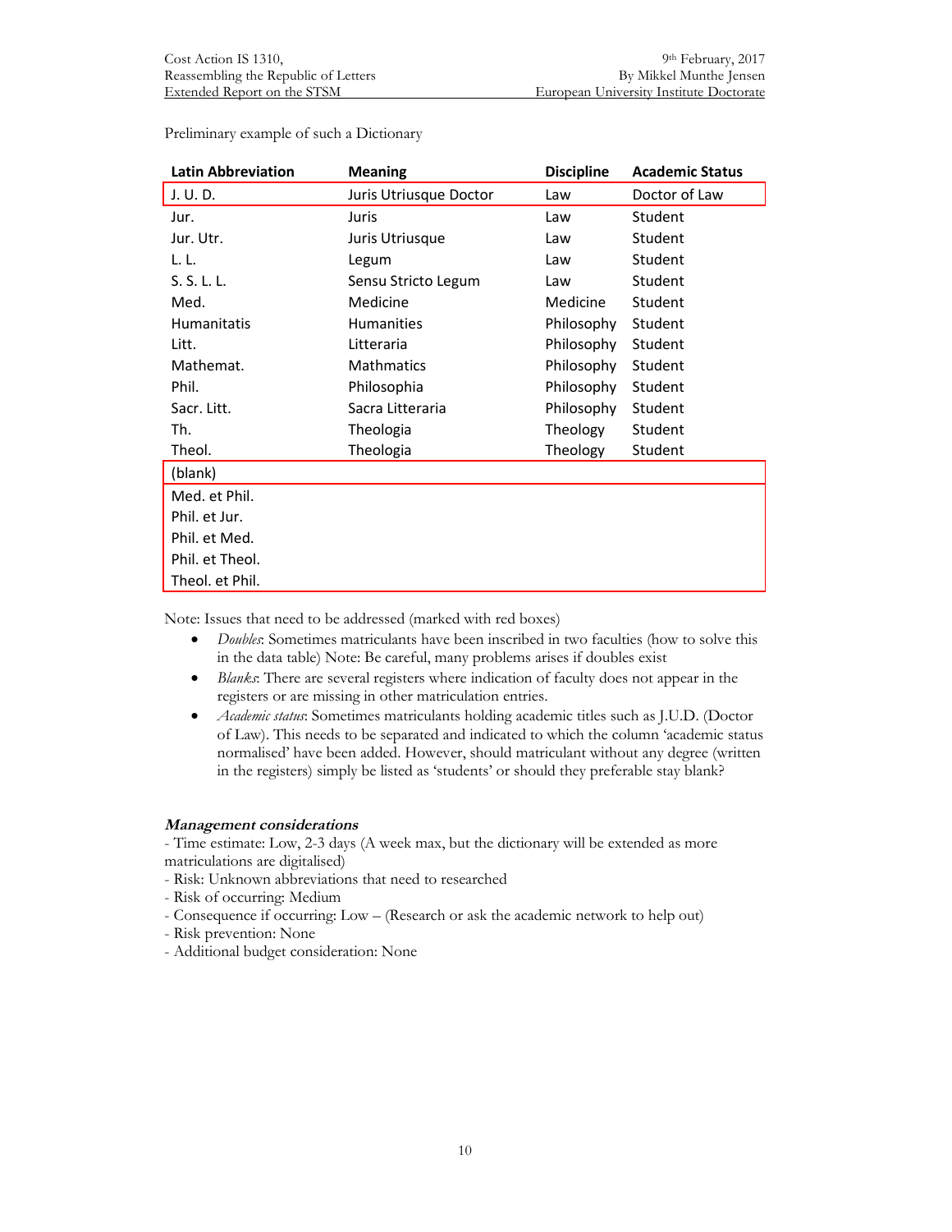Preliminary example of such a Dictionary

| Latin Abbreviation | Meaning | Discipline | Academic Status |
|---|---|---|---|
| J. U. D. | Juris Utriusque Doctor | Law | Doctor of Law |
| Jur. | Juris | Law | Student |
| Jur. Utr. | Juris Utriusque | Law | Student |
| L. L. | Legum | Law | Student |
| S. S. L. L. | Sensu Stricto Legum | Law | Student |
| Med. | Medicine | Medicine | Student |
| Humanitatis | Humanities | Philosophy | Student |
| Litt. | Litteraria | Philosophy | Student |
| Mathemat. | Mathmatics | Philosophy | Student |
| Phil. | Philosophia | Philosophy | Student |
| Sacr. Litt. | Sacra Litteraria | Philosophy | Student |
| Th. | Theologia | Theology | Student |
| Theol. | Theologia | Theology | Student |
| (blank) | | | |
| Med. et Phil. | | | |
| Phil. et Jur. | | | |
| Phil. et Med. | | | |
| Phil. et Theol. | | | |
| Theol. et Phil. | | | |

Note: Issues that need to be addressed (marked with red boxes)

- *Doubles*: Sometimes matriculants have been inscribed in two faculties (how to solve this in the data table) Note: Be careful, many problems arises if doubles exist
- *Blanks*: There are several registers where indication of faculty does not appear in the registers or are missing in other matriculation entries.
- *Academic status*: Sometimes matriculants holding academic titles such as J.U.D. (Doctor of Law). This needs to be separated and indicated to which the column 'academic status normalised' have been added. However, should matriculant without any degree (written in the registers) simply be listed as 'students' or should they preferable stay blank?

***Management considerations***

- Time estimate: Low, 2-3 days (A week max, but the dictionary will be extended as more matriculations are digitalised)
- Risk: Unknown abbreviations that need to researched
- Risk of occurring: Medium
- Consequence if occurring: Low – (Research or ask the academic network to help out)
- Risk prevention: None
- Additional budget consideration: None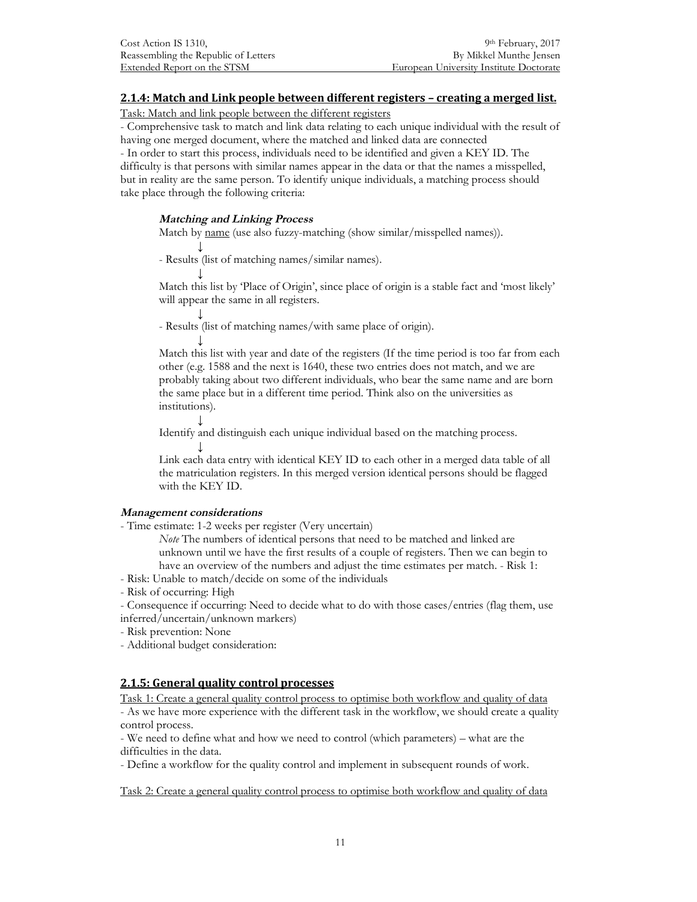## 2.1.4: Match and Link people between different registers – creating a merged list.

Task: Match and link people between the different registers

- Comprehensive task to match and link data relating to each unique individual with the result of having one merged document, where the matched and linked data are connected
- In order to start this process, individuals need to be identified and given a KEY ID. The difficulty is that persons with similar names appear in the data or that the names a misspelled, but in reality are the same person. To identify unique individuals, a matching process should take place through the following criteria:

### *Matching and Linking Process*

Match by name (use also fuzzy-matching (show similar/misspelled names)).

↓

- Results (list of matching names/similar names).

↓

Match this list by 'Place of Origin', since place of origin is a stable fact and 'most likely' will appear the same in all registers.

↓

- Results (list of matching names/with same place of origin).

↓

Match this list with year and date of the registers (If the time period is too far from each other (e.g. 1588 and the next is 1640, these two entries does not match, and we are probably taking about two different individuals, who bear the same name and are born the same place but in a different time period. Think also on the universities as institutions).

↓

Identify and distinguish each unique individual based on the matching process.

↓

Link each data entry with identical KEY ID to each other in a merged data table of all the matriculation registers. In this merged version identical persons should be flagged with the KEY ID.

### *Management considerations*

- Time estimate: 1-2 weeks per register (Very uncertain)

  *Note* The numbers of identical persons that need to be matched and linked are unknown until we have the first results of a couple of registers. Then we can begin to have an overview of the numbers and adjust the time estimates per match. - Risk 1:

- Risk: Unable to match/decide on some of the individuals
- Risk of occurring: High
- Consequence if occurring: Need to decide what to do with those cases/entries (flag them, use inferred/uncertain/unknown markers)
- Risk prevention: None
- Additional budget consideration:

## 2.1.5: General quality control processes

Task 1: Create a general quality control process to optimise both workflow and quality of data

- As we have more experience with the different task in the workflow, we should create a quality control process.
- We need to define what and how we need to control (which parameters) – what are the difficulties in the data.
- Define a workflow for the quality control and implement in subsequent rounds of work.

Task 2: Create a general quality control process to optimise both workflow and quality of data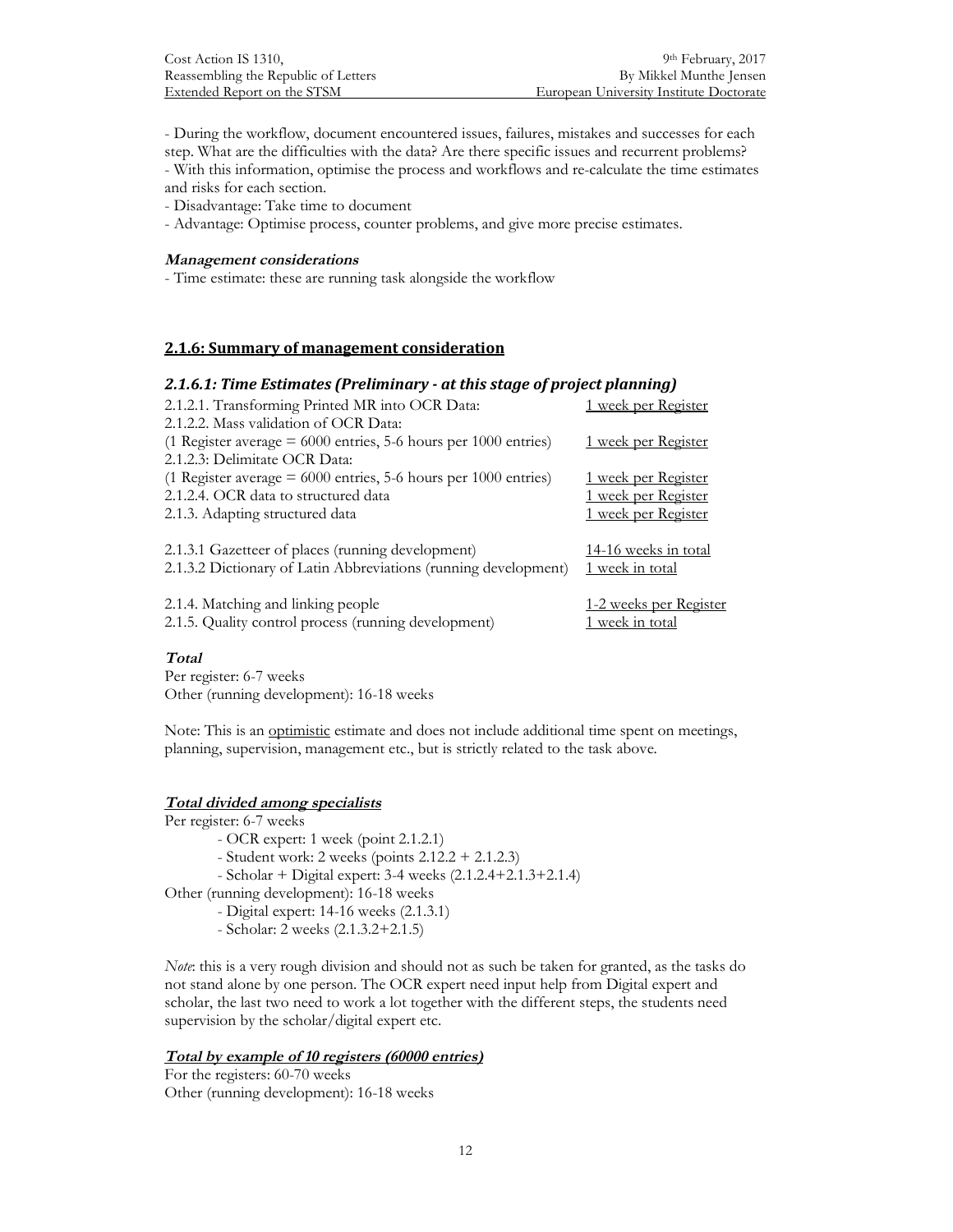- During the workflow, document encountered issues, failures, mistakes and successes for each step. What are the difficulties with the data? Are there specific issues and recurrent problems?
- With this information, optimise the process and workflows and re-calculate the time estimates and risks for each section.
- Disadvantage: Take time to document
- Advantage: Optimise process, counter problems, and give more precise estimates.

***Management considerations***

- Time estimate: these are running task alongside the workflow

## 2.1.6: Summary of management consideration

### *2.1.6.1: Time Estimates (Preliminary - at this stage of project planning)*

| | |
|---|---|
| 2.1.2.1. Transforming Printed MR into OCR Data: | 1 week per Register |
| 2.1.2.2. Mass validation of OCR Data: (1 Register average = 6000 entries, 5-6 hours per 1000 entries) | 1 week per Register |
| 2.1.2.3: Delimitate OCR Data: (1 Register average = 6000 entries, 5-6 hours per 1000 entries) | 1 week per Register |
| 2.1.2.4. OCR data to structured data | 1 week per Register |
| 2.1.3. Adapting structured data | 1 week per Register |
| 2.1.3.1 Gazetteer of places (running development) | 14-16 weeks in total |
| 2.1.3.2 Dictionary of Latin Abbreviations (running development) | 1 week in total |
| 2.1.4. Matching and linking people | 1-2 weeks per Register |
| 2.1.5. Quality control process (running development) | 1 week in total |

***Total***

Per register: 6-7 weeks
Other (running development): 16-18 weeks

Note: This is an optimistic estimate and does not include additional time spent on meetings, planning, supervision, management etc., but is strictly related to the task above.

***Total divided among specialists***

Per register: 6-7 weeks

- OCR expert: 1 week (point 2.1.2.1)
- Student work: 2 weeks (points 2.12.2 + 2.1.2.3)
- Scholar + Digital expert: 3-4 weeks (2.1.2.4+2.1.3+2.1.4)

Other (running development): 16-18 weeks

- Digital expert: 14-16 weeks (2.1.3.1)
- Scholar: 2 weeks (2.1.3.2+2.1.5)

*Note*: this is a very rough division and should not as such be taken for granted, as the tasks do not stand alone by one person. The OCR expert need input help from Digital expert and scholar, the last two need to work a lot together with the different steps, the students need supervision by the scholar/digital expert etc.

***Total by example of 10 registers (60000 entries)***

For the registers: 60-70 weeks
Other (running development): 16-18 weeks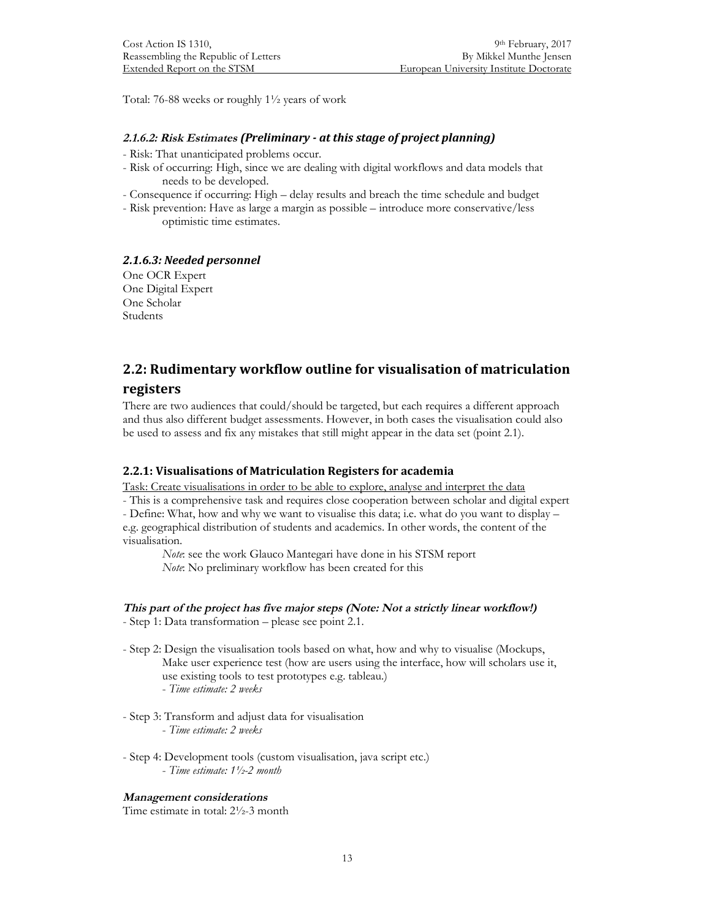Total: 76-88 weeks or roughly 1½ years of work

#### *2.1.6.2: Risk Estimates (Preliminary - at this stage of project planning)*

- Risk: That unanticipated problems occur.
- Risk of occurring: High, since we are dealing with digital workflows and data models that needs to be developed.
- Consequence if occurring: High – delay results and breach the time schedule and budget
- Risk prevention: Have as large a margin as possible – introduce more conservative/less optimistic time estimates.

#### *2.1.6.3: Needed personnel*

One OCR Expert
One Digital Expert
One Scholar
Students

## 2.2: Rudimentary workflow outline for visualisation of matriculation registers

There are two audiences that could/should be targeted, but each requires a different approach and thus also different budget assessments. However, in both cases the visualisation could also be used to assess and fix any mistakes that still might appear in the data set (point 2.1).

### 2.2.1: Visualisations of Matriculation Registers for academia

Task: Create visualisations in order to be able to explore, analyse and interpret the data

- This is a comprehensive task and requires close cooperation between scholar and digital expert
- Define: What, how and why we want to visualise this data; i.e. what do you want to display – e.g. geographical distribution of students and academics. In other words, the content of the visualisation.

*Note*: see the work Glauco Mantegari have done in his STSM report
*Note*: No preliminary workflow has been created for this

**This part of the project has five major steps (Note: Not a strictly linear workflow!)**

- Step 1: Data transformation – please see point 2.1.
- Step 2: Design the visualisation tools based on what, how and why to visualise (Mockups, Make user experience test (how are users using the interface, how will scholars use it, use existing tools to test prototypes e.g. tableau.)
  - *Time estimate: 2 weeks*
- Step 3: Transform and adjust data for visualisation
  - *Time estimate: 2 weeks*
- Step 4: Development tools (custom visualisation, java script etc.)
  - *Time estimate: 1½-2 month*

**Management considerations**

Time estimate in total: 2½-3 month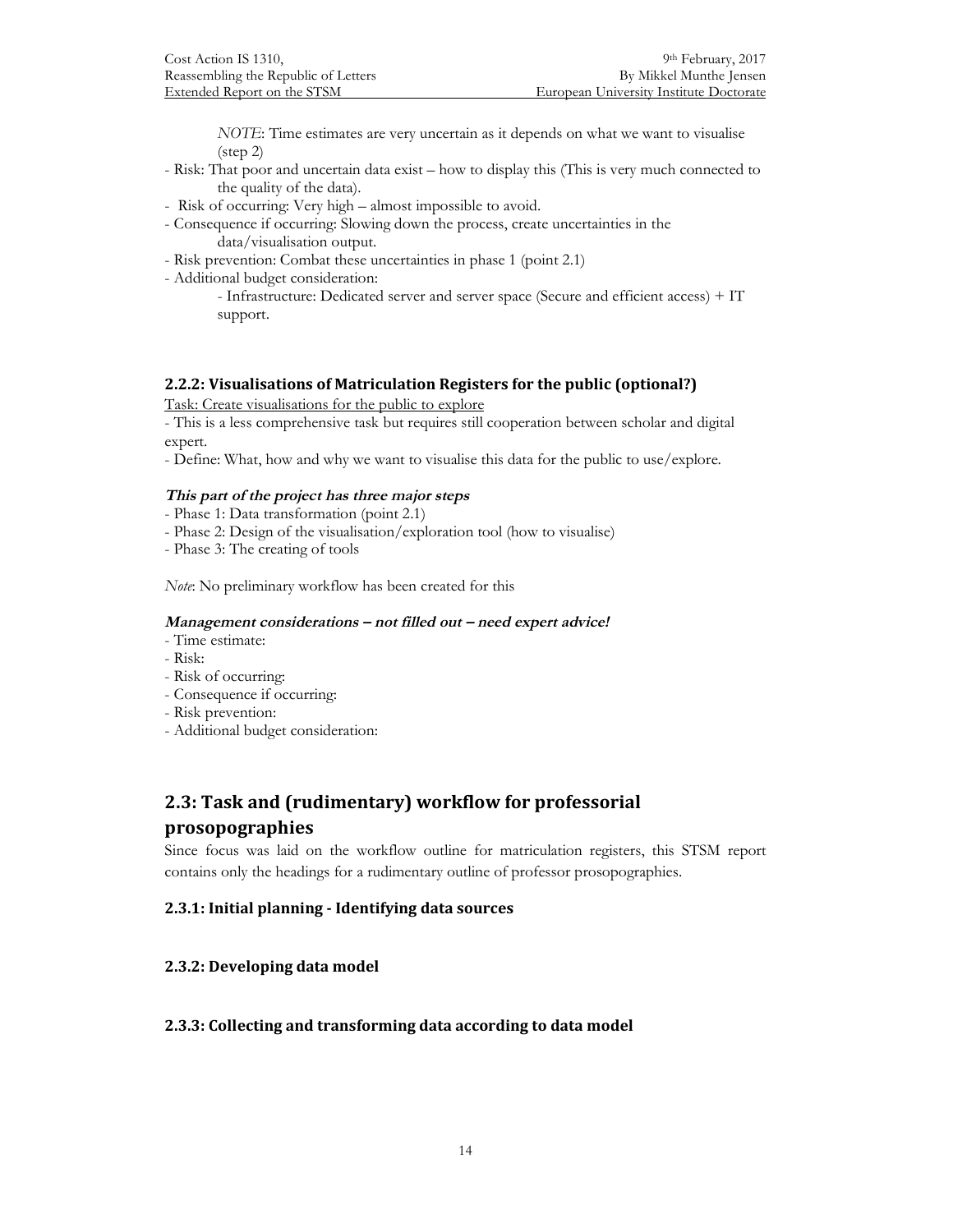*NOTE*: Time estimates are very uncertain as it depends on what we want to visualise (step 2)

- Risk: That poor and uncertain data exist – how to display this (This is very much connected to the quality of the data).
- Risk of occurring: Very high – almost impossible to avoid.
- Consequence if occurring: Slowing down the process, create uncertainties in the data/visualisation output.
- Risk prevention: Combat these uncertainties in phase 1 (point 2.1)
- Additional budget consideration:
  - Infrastructure: Dedicated server and server space (Secure and efficient access) + IT support.

### 2.2.2: Visualisations of Matriculation Registers for the public (optional?)

Task: Create visualisations for the public to explore

- This is a less comprehensive task but requires still cooperation between scholar and digital expert.
- Define: What, how and why we want to visualise this data for the public to use/explore.

***This part of the project has three major steps***

- Phase 1: Data transformation (point 2.1)
- Phase 2: Design of the visualisation/exploration tool (how to visualise)
- Phase 3: The creating of tools

*Note*: No preliminary workflow has been created for this

***Management considerations – not filled out – need expert advice!***

- Time estimate:
- Risk:
- Risk of occurring:
- Consequence if occurring:
- Risk prevention:
- Additional budget consideration:

## 2.3: Task and (rudimentary) workflow for professorial prosopographies

Since focus was laid on the workflow outline for matriculation registers, this STSM report contains only the headings for a rudimentary outline of professor prosopographies.

### 2.3.1: Initial planning - Identifying data sources

### 2.3.2: Developing data model

### 2.3.3: Collecting and transforming data according to data model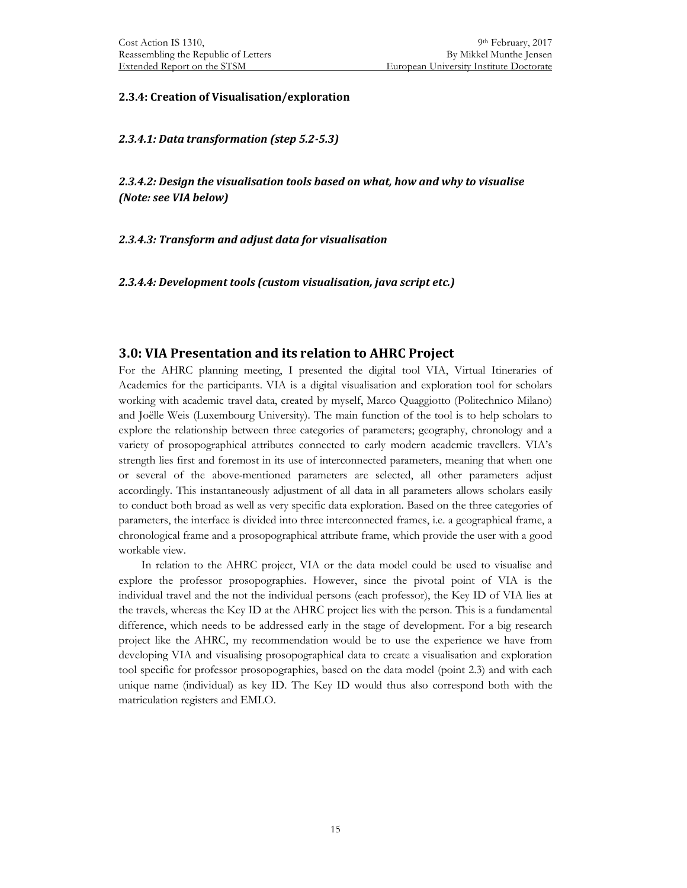### 2.3.4: Creation of Visualisation/exploration

#### *2.3.4.1: Data transformation (step 5.2-5.3)*

#### *2.3.4.2: Design the visualisation tools based on what, how and why to visualise (Note: see VIA below)*

#### *2.3.4.3: Transform and adjust data for visualisation*

#### *2.3.4.4: Development tools (custom visualisation, java script etc.)*

## 3.0: VIA Presentation and its relation to AHRC Project

For the AHRC planning meeting, I presented the digital tool VIA, Virtual Itineraries of Academics for the participants. VIA is a digital visualisation and exploration tool for scholars working with academic travel data, created by myself, Marco Quaggiotto (Politechnico Milano) and Joëlle Weis (Luxembourg University). The main function of the tool is to help scholars to explore the relationship between three categories of parameters; geography, chronology and a variety of prosopographical attributes connected to early modern academic travellers. VIA's strength lies first and foremost in its use of interconnected parameters, meaning that when one or several of the above-mentioned parameters are selected, all other parameters adjust accordingly. This instantaneously adjustment of all data in all parameters allows scholars easily to conduct both broad as well as very specific data exploration. Based on the three categories of parameters, the interface is divided into three interconnected frames, i.e. a geographical frame, a chronological frame and a prosopographical attribute frame, which provide the user with a good workable view.

In relation to the AHRC project, VIA or the data model could be used to visualise and explore the professor prosopographies. However, since the pivotal point of VIA is the individual travel and the not the individual persons (each professor), the Key ID of VIA lies at the travels, whereas the Key ID at the AHRC project lies with the person. This is a fundamental difference, which needs to be addressed early in the stage of development. For a big research project like the AHRC, my recommendation would be to use the experience we have from developing VIA and visualising prosopographical data to create a visualisation and exploration tool specific for professor prosopographies, based on the data model (point 2.3) and with each unique name (individual) as key ID. The Key ID would thus also correspond both with the matriculation registers and EMLO.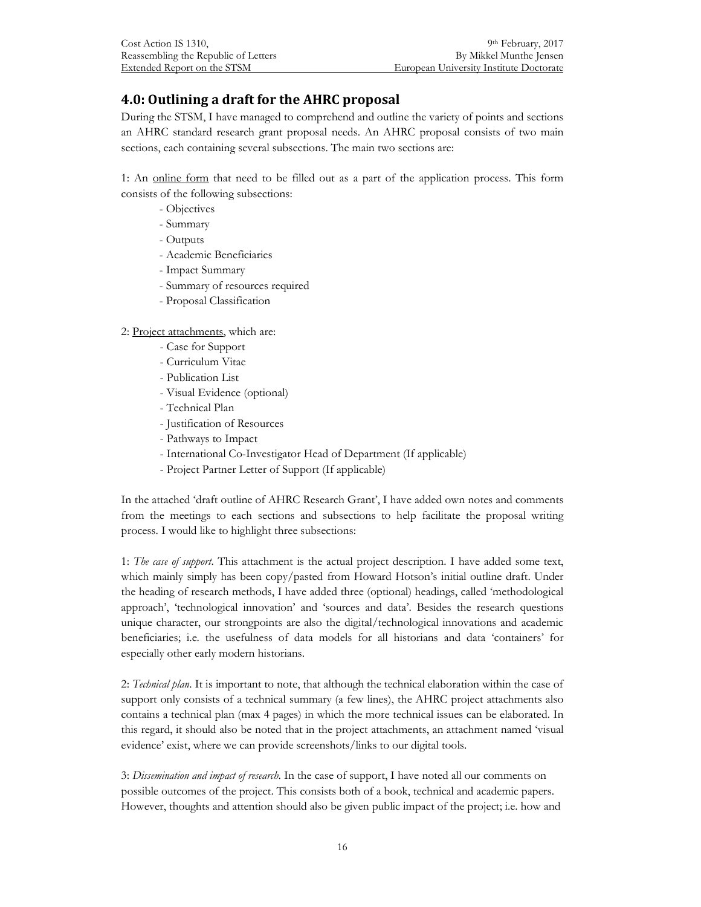## 4.0: Outlining a draft for the AHRC proposal

During the STSM, I have managed to comprehend and outline the variety of points and sections an AHRC standard research grant proposal needs. An AHRC proposal consists of two main sections, each containing several subsections. The main two sections are:

1: An <u>online form</u> that need to be filled out as a part of the application process. This form consists of the following subsections:

- Objectives
- Summary
- Outputs
- Academic Beneficiaries
- Impact Summary
- Summary of resources required
- Proposal Classification

2: <u>Project attachments</u>, which are:

- Case for Support
- Curriculum Vitae
- Publication List
- Visual Evidence (optional)
- Technical Plan
- Justification of Resources
- Pathways to Impact
- International Co-Investigator Head of Department (If applicable)
- Project Partner Letter of Support (If applicable)

In the attached 'draft outline of AHRC Research Grant', I have added own notes and comments from the meetings to each sections and subsections to help facilitate the proposal writing process. I would like to highlight three subsections:

1: *The case of support*. This attachment is the actual project description. I have added some text, which mainly simply has been copy/pasted from Howard Hotson's initial outline draft. Under the heading of research methods, I have added three (optional) headings, called 'methodological approach', 'technological innovation' and 'sources and data'. Besides the research questions unique character, our strongpoints are also the digital/technological innovations and academic beneficiaries; i.e. the usefulness of data models for all historians and data 'containers' for especially other early modern historians.

2: *Technical plan*. It is important to note, that although the technical elaboration within the case of support only consists of a technical summary (a few lines), the AHRC project attachments also contains a technical plan (max 4 pages) in which the more technical issues can be elaborated. In this regard, it should also be noted that in the project attachments, an attachment named 'visual evidence' exist, where we can provide screenshots/links to our digital tools.

3: *Dissemination and impact of research*. In the case of support, I have noted all our comments on possible outcomes of the project. This consists both of a book, technical and academic papers. However, thoughts and attention should also be given public impact of the project; i.e. how and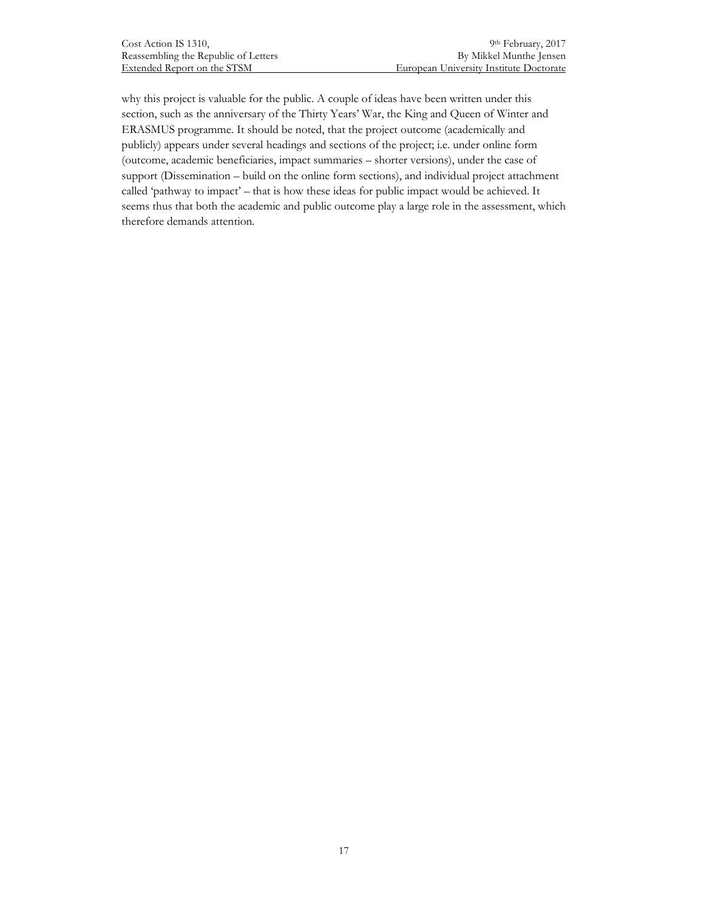why this project is valuable for the public. A couple of ideas have been written under this section, such as the anniversary of the Thirty Years' War, the King and Queen of Winter and ERASMUS programme. It should be noted, that the project outcome (academically and publicly) appears under several headings and sections of the project; i.e. under online form (outcome, academic beneficiaries, impact summaries – shorter versions), under the case of support (Dissemination – build on the online form sections), and individual project attachment called 'pathway to impact' – that is how these ideas for public impact would be achieved. It seems thus that both the academic and public outcome play a large role in the assessment, which therefore demands attention.